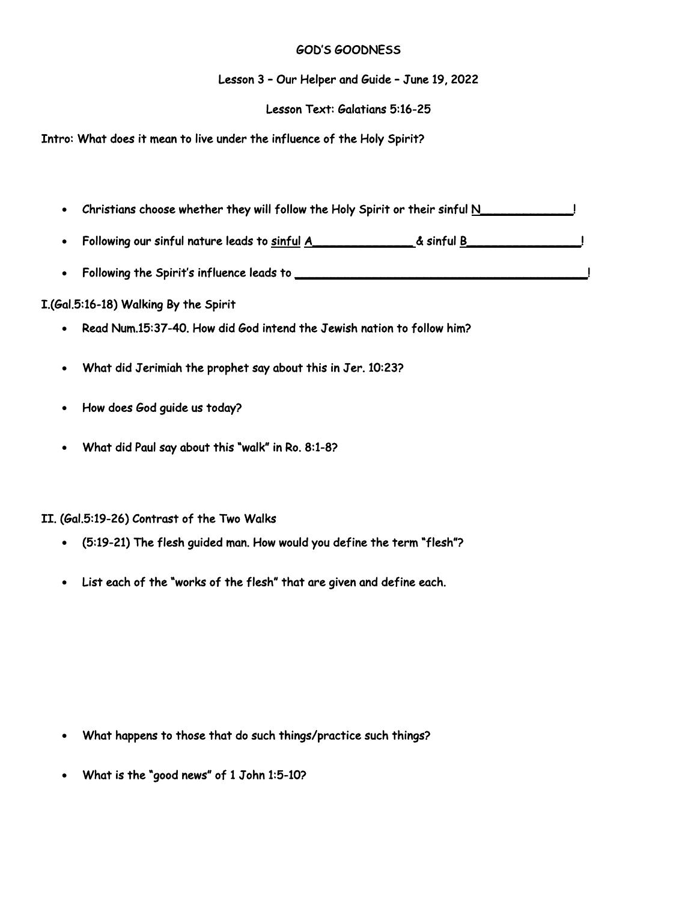**GOD'S GOODNESS**

Lesson 3 – Our Helper and Guide – June 19, 2022

Lesson Text: Galatians 5:16-25

Intro: What does it mean to live under the influence of the Holy Spirit?

- Christians choose whether they will follow the Holy Spirit or their sinful N_____________!
- Following our sinful nature leads to sinful A_______________ & sinful B________________!
- Following the Spirit's influence leads to ____________________________________________!

I.(Gal.5:16-18) Walking By the Spirit

- Read Num.15:37-40. How did God intend the Jewish nation to follow him?
- What did Jerimiah the prophet say about this in Jer. 10:23?
- How does God guide us today?
- What did Paul say about this "walk" in Ro. 8:1-8?

II. (Gal.5:19-26) Contrast of the Two Walks

- (5:19-21) The flesh guided man. How would you define the term "flesh"?
- List each of the "works of the flesh" that are given and define each.
- What happens to those that do such things/practice such things?
- What is the "good news" of 1 John 1:5-10?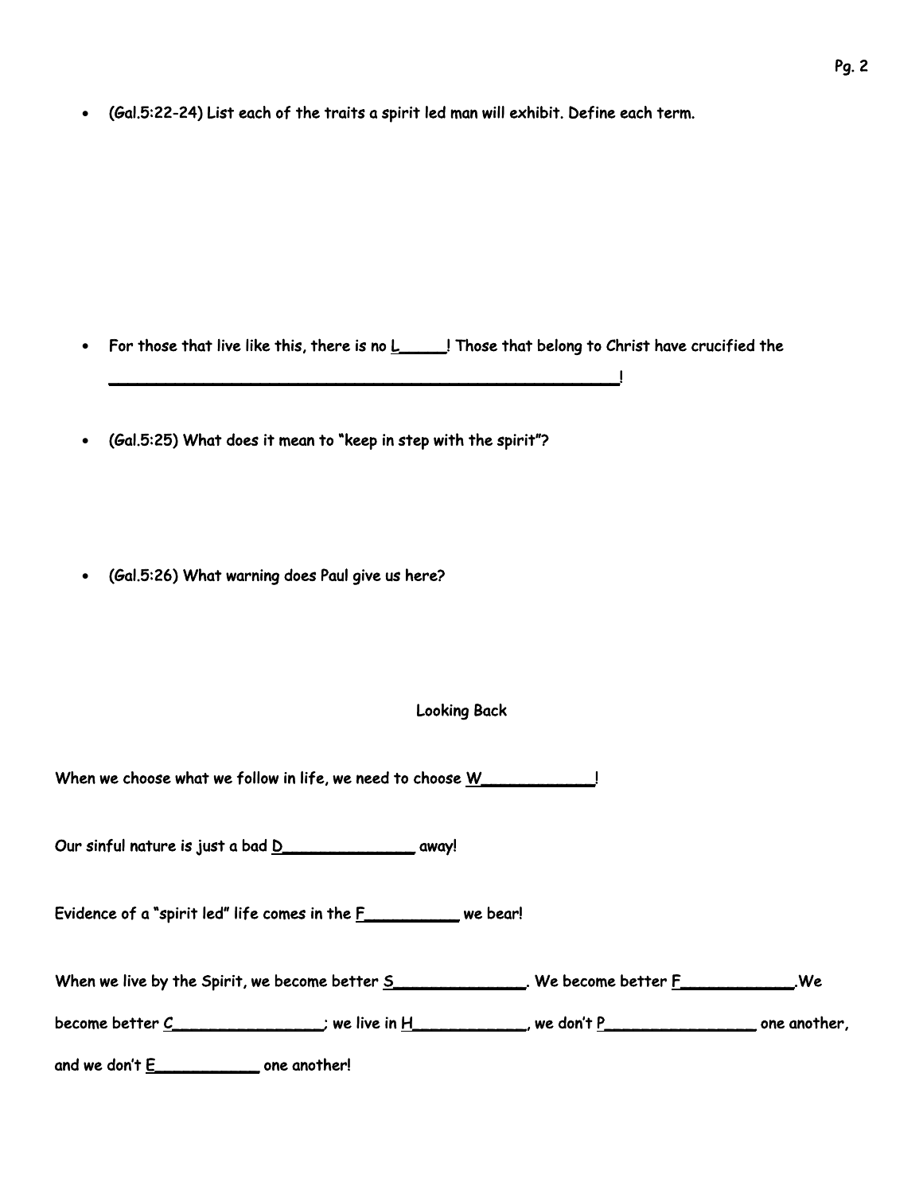- (Gal.5:22-24) List each of the traits a spirit led man will exhibit. Define each term.

- For those that live like this, there is no L_____! Those that belong to Christ have crucified the ______________________________________________________!

- (Gal.5:25) What does it mean to "keep in step with the spirit"?

- (Gal.5:26) What warning does Paul give us here?

## Looking Back

When we choose what we follow in life, we need to choose W____________!

Our sinful nature is just a bad D______________ away!

Evidence of a "spirit led" life comes in the F__________ we bear!

When we live by the Spirit, we become better S______________. We become better F____________.We become better C________________; we live in H____________, we don't P________________ one another, and we don't E___________ one another!